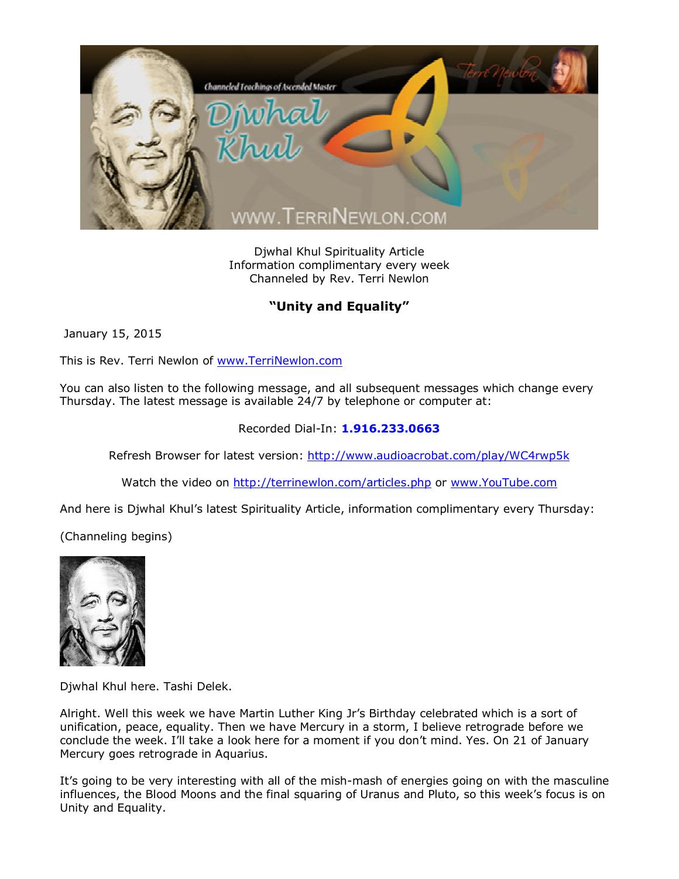Djwhal Khul Spirituality Article
Information complimentary every week
Channeled by Rev. Terri Newlon

## **"Unity and Equality"**

January 15, 2015

This is Rev. Terri Newlon of www.TerriNewlon.com

You can also listen to the following message, and all subsequent messages which change every Thursday. The latest message is available 24/7 by telephone or computer at:

Recorded Dial-In: **1.916.233.0663**

Refresh Browser for latest version: http://www.audioacrobat.com/play/WC4rwp5k

Watch the video on http://terrinewlon.com/articles.php or www.YouTube.com

And here is Djwhal Khul's latest Spirituality Article, information complimentary every Thursday:

(Channeling begins)

Djwhal Khul here. Tashi Delek.

Alright. Well this week we have Martin Luther King Jr's Birthday celebrated which is a sort of unification, peace, equality. Then we have Mercury in a storm, I believe retrograde before we conclude the week. I'll take a look here for a moment if you don't mind. Yes. On 21 of January Mercury goes retrograde in Aquarius.

It's going to be very interesting with all of the mish-mash of energies going on with the masculine influences, the Blood Moons and the final squaring of Uranus and Pluto, so this week's focus is on Unity and Equality.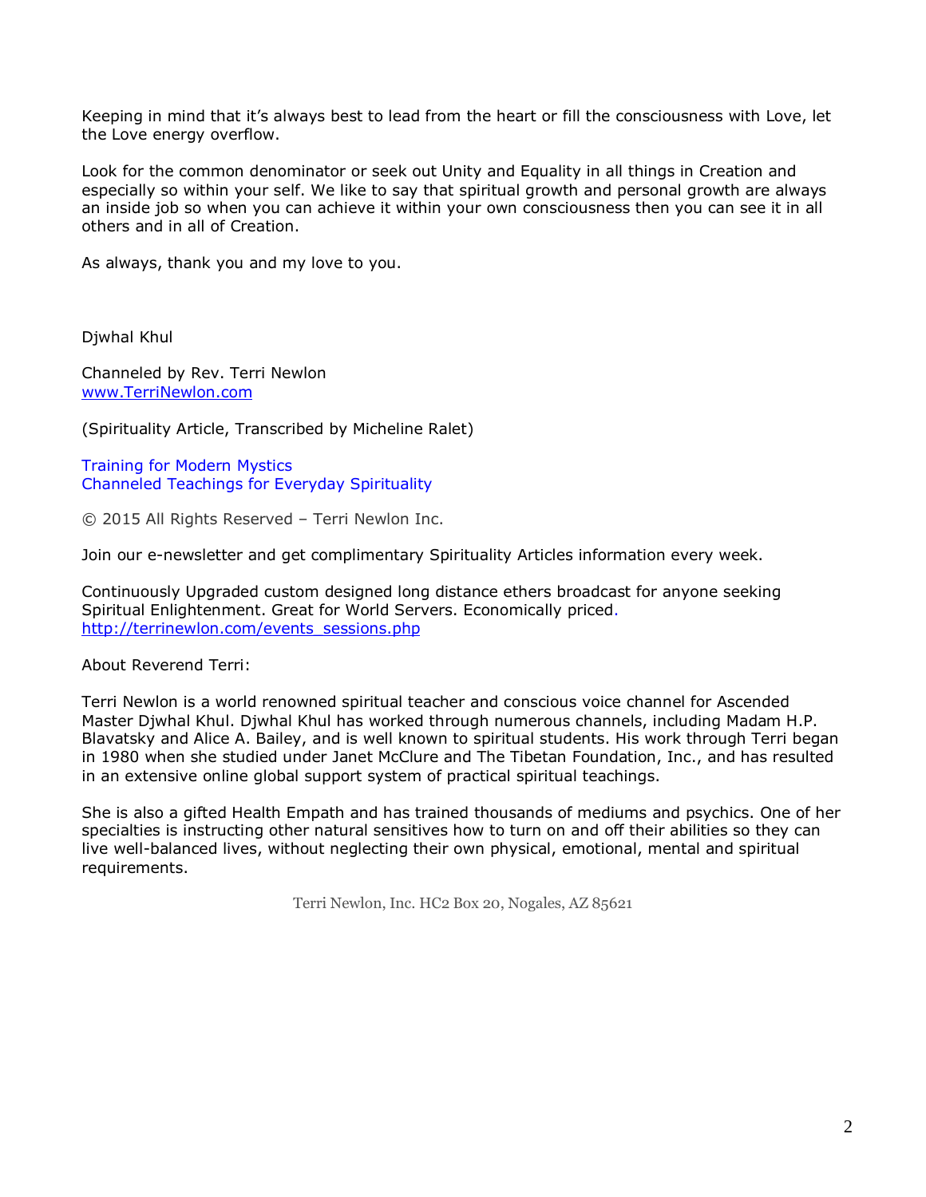Keeping in mind that it's always best to lead from the heart or fill the consciousness with Love, let the Love energy overflow.

Look for the common denominator or seek out Unity and Equality in all things in Creation and especially so within your self. We like to say that spiritual growth and personal growth are always an inside job so when you can achieve it within your own consciousness then you can see it in all others and in all of Creation.

As always, thank you and my love to you.

Djwhal Khul

Channeled by Rev. Terri Newlon
www.TerriNewlon.com

(Spirituality Article, Transcribed by Micheline Ralet)

Training for Modern Mystics
Channeled Teachings for Everyday Spirituality

© 2015 All Rights Reserved – Terri Newlon Inc.

Join our e-newsletter and get complimentary Spirituality Articles information every week.

Continuously Upgraded custom designed long distance ethers broadcast for anyone seeking Spiritual Enlightenment. Great for World Servers. Economically priced.
http://terrinewlon.com/events_sessions.php

About Reverend Terri:

Terri Newlon is a world renowned spiritual teacher and conscious voice channel for Ascended Master Djwhal Khul. Djwhal Khul has worked through numerous channels, including Madam H.P. Blavatsky and Alice A. Bailey, and is well known to spiritual students. His work through Terri began in 1980 when she studied under Janet McClure and The Tibetan Foundation, Inc., and has resulted in an extensive online global support system of practical spiritual teachings.

She is also a gifted Health Empath and has trained thousands of mediums and psychics. One of her specialties is instructing other natural sensitives how to turn on and off their abilities so they can live well-balanced lives, without neglecting their own physical, emotional, mental and spiritual requirements.

Terri Newlon, Inc. HC2 Box 20, Nogales, AZ 85621